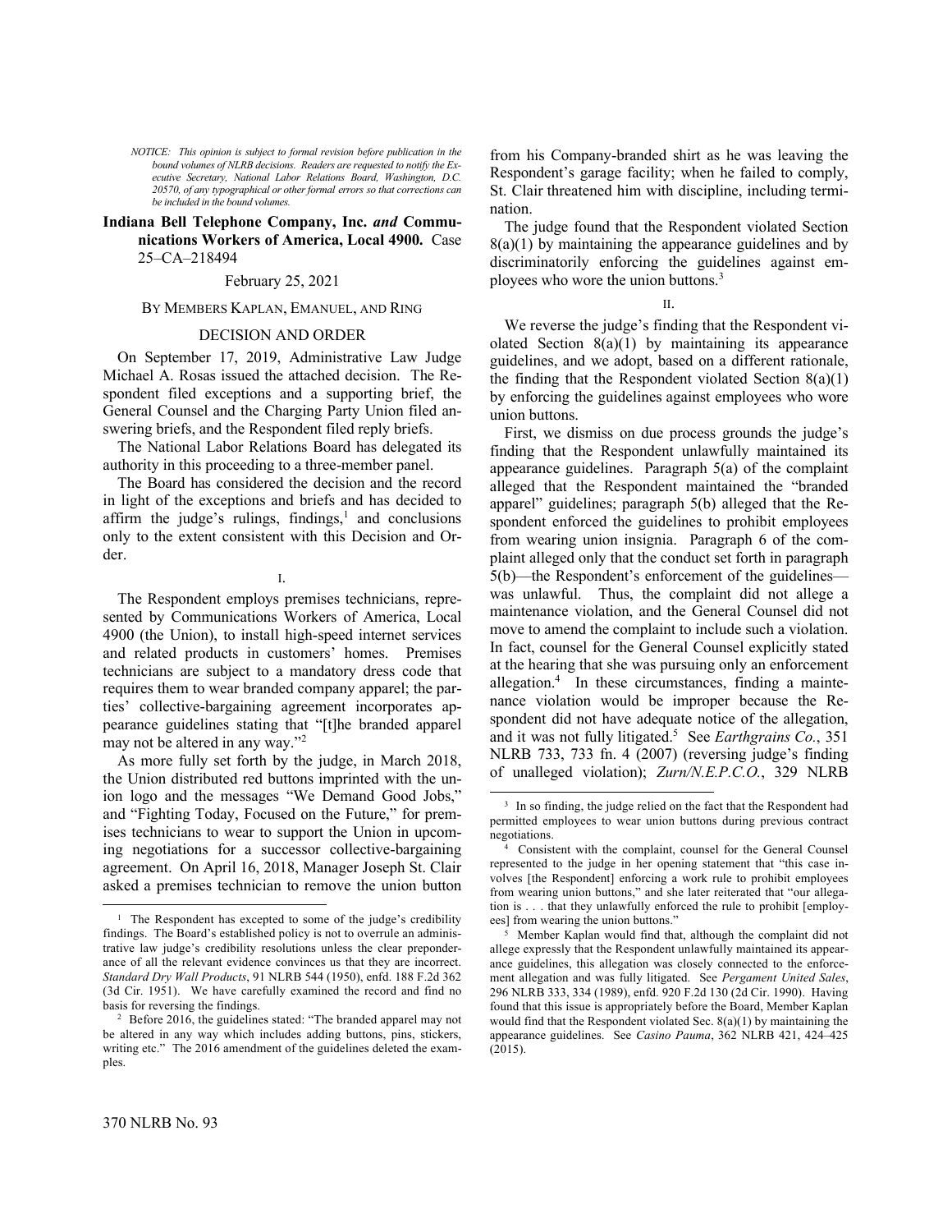*NOTICE: This opinion is subject to formal revision before publication in the bound volumes of NLRB decisions. Readers are requested to notify the Executive Secretary, National Labor Relations Board, Washington, D.C. 20570, of any typographical or other formal errors so that corrections can be included in the bound volumes.*

**Indiana Bell Telephone Company, Inc. *and* Communications Workers of America, Local 4900.** Case 25–CA–218494

February 25, 2021

BY MEMBERS KAPLAN, EMANUEL, AND RING

DECISION AND ORDER

On September 17, 2019, Administrative Law Judge Michael A. Rosas issued the attached decision. The Respondent filed exceptions and a supporting brief, the General Counsel and the Charging Party Union filed answering briefs, and the Respondent filed reply briefs.

The National Labor Relations Board has delegated its authority in this proceeding to a three-member panel.

The Board has considered the decision and the record in light of the exceptions and briefs and has decided to affirm the judge's rulings, findings,[1] and conclusions only to the extent consistent with this Decision and Order.

I.

The Respondent employs premises technicians, represented by Communications Workers of America, Local 4900 (the Union), to install high-speed internet services and related products in customers' homes. Premises technicians are subject to a mandatory dress code that requires them to wear branded company apparel; the parties' collective-bargaining agreement incorporates appearance guidelines stating that "[t]he branded apparel may not be altered in any way."[2]

As more fully set forth by the judge, in March 2018, the Union distributed red buttons imprinted with the union logo and the messages "We Demand Good Jobs," and "Fighting Today, Focused on the Future," for premises technicians to wear to support the Union in upcoming negotiations for a successor collective-bargaining agreement. On April 16, 2018, Manager Joseph St. Clair asked a premises technician to remove the union button from his Company-branded shirt as he was leaving the Respondent's garage facility; when he failed to comply, St. Clair threatened him with discipline, including termination.

The judge found that the Respondent violated Section 8(a)(1) by maintaining the appearance guidelines and by discriminatorily enforcing the guidelines against employees who wore the union buttons.[3]

II.

We reverse the judge's finding that the Respondent violated Section 8(a)(1) by maintaining its appearance guidelines, and we adopt, based on a different rationale, the finding that the Respondent violated Section 8(a)(1) by enforcing the guidelines against employees who wore union buttons.

First, we dismiss on due process grounds the judge's finding that the Respondent unlawfully maintained its appearance guidelines. Paragraph 5(a) of the complaint alleged that the Respondent maintained the "branded apparel" guidelines; paragraph 5(b) alleged that the Respondent enforced the guidelines to prohibit employees from wearing union insignia. Paragraph 6 of the complaint alleged only that the conduct set forth in paragraph 5(b)—the Respondent's enforcement of the guidelines—was unlawful. Thus, the complaint did not allege a maintenance violation, and the General Counsel did not move to amend the complaint to include such a violation. In fact, counsel for the General Counsel explicitly stated at the hearing that she was pursuing only an enforcement allegation.[4] In these circumstances, finding a maintenance violation would be improper because the Respondent did not have adequate notice of the allegation, and it was not fully litigated.[5] See *Earthgrains Co.*, 351 NLRB 733, 733 fn. 4 (2007) (reversing judge's finding of unalleged violation); *Zurn/N.E.P.C.O.*, 329 NLRB

---

[1] The Respondent has excepted to some of the judge's credibility findings. The Board's established policy is not to overrule an administrative law judge's credibility resolutions unless the clear preponderance of all the relevant evidence convinces us that they are incorrect. *Standard Dry Wall Products*, 91 NLRB 544 (1950), enfd. 188 F.2d 362 (3d Cir. 1951). We have carefully examined the record and find no basis for reversing the findings.

[2] Before 2016, the guidelines stated: "The branded apparel may not be altered in any way which includes adding buttons, pins, stickers, writing etc." The 2016 amendment of the guidelines deleted the examples.

[3] In so finding, the judge relied on the fact that the Respondent had permitted employees to wear union buttons during previous contract negotiations.

[4] Consistent with the complaint, counsel for the General Counsel represented to the judge in her opening statement that "this case involves [the Respondent] enforcing a work rule to prohibit employees from wearing union buttons," and she later reiterated that "our allegation is . . . that they unlawfully enforced the rule to prohibit [employees] from wearing the union buttons."

[5] Member Kaplan would find that, although the complaint did not allege expressly that the Respondent unlawfully maintained its appearance guidelines, this allegation was closely connected to the enforcement allegation and was fully litigated. See *Pergament United Sales*, 296 NLRB 333, 334 (1989), enfd. 920 F.2d 130 (2d Cir. 1990). Having found that this issue is appropriately before the Board, Member Kaplan would find that the Respondent violated Sec. 8(a)(1) by maintaining the appearance guidelines. See *Casino Pauma*, 362 NLRB 421, 424–425 (2015).

370 NLRB No. 93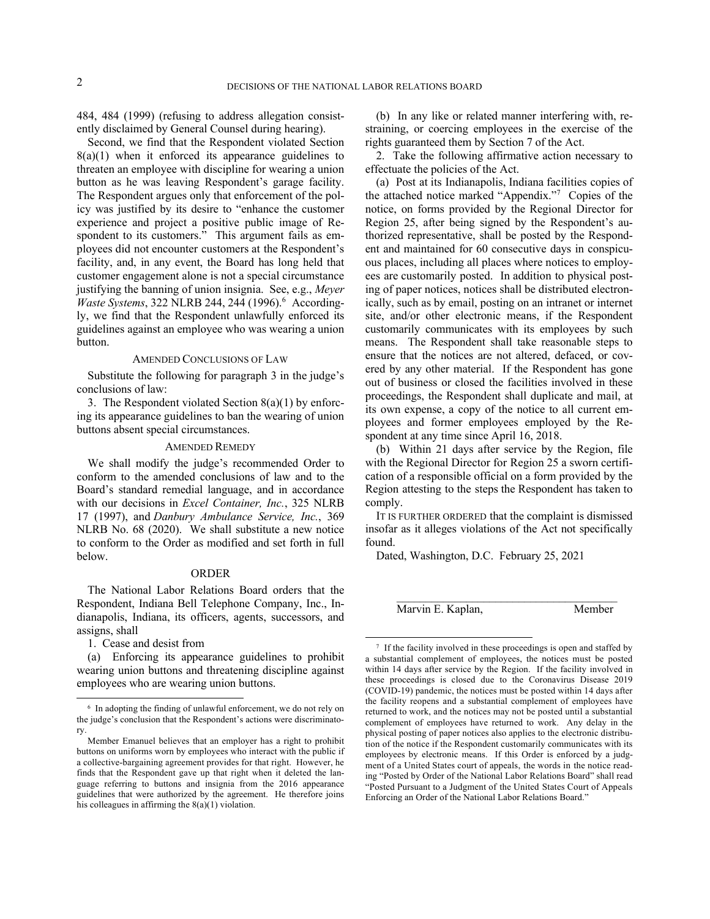484, 484 (1999) (refusing to address allegation consistently disclaimed by General Counsel during hearing).

Second, we find that the Respondent violated Section 8(a)(1) when it enforced its appearance guidelines to threaten an employee with discipline for wearing a union button as he was leaving Respondent's garage facility. The Respondent argues only that enforcement of the policy was justified by its desire to "enhance the customer experience and project a positive public image of Respondent to its customers." This argument fails as employees did not encounter customers at the Respondent's facility, and, in any event, the Board has long held that customer engagement alone is not a special circumstance justifying the banning of union insignia. See, e.g., *Meyer Waste Systems*, 322 NLRB 244, 244 (1996).[6] Accordingly, we find that the Respondent unlawfully enforced its guidelines against an employee who was wearing a union button.

## AMENDED CONCLUSIONS OF LAW

Substitute the following for paragraph 3 in the judge's conclusions of law:

3. The Respondent violated Section 8(a)(1) by enforcing its appearance guidelines to ban the wearing of union buttons absent special circumstances.

## AMENDED REMEDY

We shall modify the judge's recommended Order to conform to the amended conclusions of law and to the Board's standard remedial language, and in accordance with our decisions in *Excel Container, Inc.*, 325 NLRB 17 (1997), and *Danbury Ambulance Service, Inc.*, 369 NLRB No. 68 (2020). We shall substitute a new notice to conform to the Order as modified and set forth in full below.

## ORDER

The National Labor Relations Board orders that the Respondent, Indiana Bell Telephone Company, Inc., Indianapolis, Indiana, its officers, agents, successors, and assigns, shall

1. Cease and desist from

(a) Enforcing its appearance guidelines to prohibit wearing union buttons and threatening discipline against employees who are wearing union buttons.

(b) In any like or related manner interfering with, restraining, or coercing employees in the exercise of the rights guaranteed them by Section 7 of the Act.

2. Take the following affirmative action necessary to effectuate the policies of the Act.

(a) Post at its Indianapolis, Indiana facilities copies of the attached notice marked "Appendix."[7] Copies of the notice, on forms provided by the Regional Director for Region 25, after being signed by the Respondent's authorized representative, shall be posted by the Respondent and maintained for 60 consecutive days in conspicuous places, including all places where notices to employees are customarily posted. In addition to physical posting of paper notices, notices shall be distributed electronically, such as by email, posting on an intranet or internet site, and/or other electronic means, if the Respondent customarily communicates with its employees by such means. The Respondent shall take reasonable steps to ensure that the notices are not altered, defaced, or covered by any other material. If the Respondent has gone out of business or closed the facilities involved in these proceedings, the Respondent shall duplicate and mail, at its own expense, a copy of the notice to all current employees and former employees employed by the Respondent at any time since April 16, 2018.

(b) Within 21 days after service by the Region, file with the Regional Director for Region 25 a sworn certification of a responsible official on a form provided by the Region attesting to the steps the Respondent has taken to comply.

IT IS FURTHER ORDERED that the complaint is dismissed insofar as it alleges violations of the Act not specifically found.

Dated, Washington, D.C. February 25, 2021

\_\_\_\_\_\_\_\_\_\_\_\_\_\_\_\_\_\_\_\_\_\_\_\_\_\_\_\_\_\_\_\_\_\_\_\_

Marvin E. Kaplan, Member

---

[6] In adopting the finding of unlawful enforcement, we do not rely on the judge's conclusion that the Respondent's actions were discriminatory.

Member Emanuel believes that an employer has a right to prohibit buttons on uniforms worn by employees who interact with the public if a collective-bargaining agreement provides for that right. However, he finds that the Respondent gave up that right when it deleted the language referring to buttons and insignia from the 2016 appearance guidelines that were authorized by the agreement. He therefore joins his colleagues in affirming the 8(a)(1) violation.

[7] If the facility involved in these proceedings is open and staffed by a substantial complement of employees, the notices must be posted within 14 days after service by the Region. If the facility involved in these proceedings is closed due to the Coronavirus Disease 2019 (COVID-19) pandemic, the notices must be posted within 14 days after the facility reopens and a substantial complement of employees have returned to work, and the notices may not be posted until a substantial complement of employees have returned to work. Any delay in the physical posting of paper notices also applies to the electronic distribution of the notice if the Respondent customarily communicates with its employees by electronic means. If this Order is enforced by a judgment of a United States court of appeals, the words in the notice reading "Posted by Order of the National Labor Relations Board" shall read "Posted Pursuant to a Judgment of the United States Court of Appeals Enforcing an Order of the National Labor Relations Board."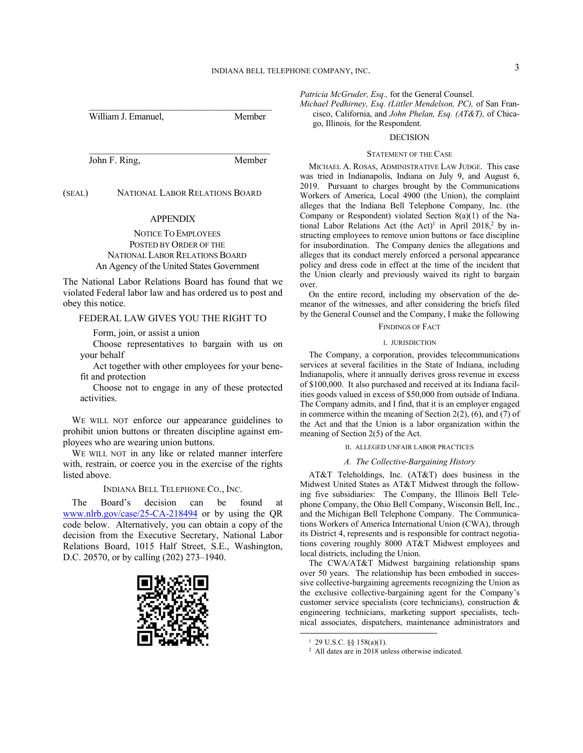\_\_\_\_\_\_\_\_\_\_\_\_\_\_\_\_\_\_\_\_\_\_\_\_\_\_\_\_\_\_\_\_\_\_\_\_\_\_
William J. Emanuel, Member

\_\_\_\_\_\_\_\_\_\_\_\_\_\_\_\_\_\_\_\_\_\_\_\_\_\_\_\_\_\_\_\_\_\_\_\_\_\_
John F. Ring, Member

(SEAL) NATIONAL LABOR RELATIONS BOARD

## APPENDIX

NOTICE TO EMPLOYEES
POSTED BY ORDER OF THE
NATIONAL LABOR RELATIONS BOARD
An Agency of the United States Government

The National Labor Relations Board has found that we violated Federal labor law and has ordered us to post and obey this notice.

FEDERAL LAW GIVES YOU THE RIGHT TO

Form, join, or assist a union

Choose representatives to bargain with us on your behalf

Act together with other employees for your benefit and protection

Choose not to engage in any of these protected activities.

WE WILL NOT enforce our appearance guidelines to prohibit union buttons or threaten discipline against employees who are wearing union buttons.

WE WILL NOT in any like or related manner interfere with, restrain, or coerce you in the exercise of the rights listed above.

INDIANA BELL TELEPHONE CO., INC.

The Board's decision can be found at www.nlrb.gov/case/25-CA-218494 or by using the QR code below. Alternatively, you can obtain a copy of the decision from the Executive Secretary, National Labor Relations Board, 1015 Half Street, S.E., Washington, D.C. 20570, or by calling (202) 273–1940.

*Patricia McGruder, Esq.,* for the General Counsel.
*Michael Pedhirney, Esq. (Littler Mendelson, PC),* of San Francisco, California, and *John Phelan, Esq. (AT&T),* of Chicago, Illinois*,* for the Respondent.

## DECISION

### STATEMENT OF THE CASE

MICHAEL A. ROSAS, ADMINISTRATIVE LAW JUDGE. This case was tried in Indianapolis, Indiana on July 9, and August 6, 2019. Pursuant to charges brought by the Communications Workers of America, Local 4900 (the Union), the complaint alleges that the Indiana Bell Telephone Company, Inc. (the Company or Respondent) violated Section 8(a)(1) of the National Labor Relations Act (the Act)[1] in April 2018,[2] by instructing employees to remove union buttons or face discipline for insubordination. The Company denies the allegations and alleges that its conduct merely enforced a personal appearance policy and dress code in effect at the time of the incident that the Union clearly and previously waived its right to bargain over.

On the entire record, including my observation of the demeanor of the witnesses, and after considering the briefs filed by the General Counsel and the Company, I make the following

### FINDINGS OF FACT

#### I. JURISDICTION

The Company, a corporation, provides telecommunications services at several facilities in the State of Indiana, including Indianapolis, where it annually derives gross revenue in excess of $100,000. It also purchased and received at its Indiana facilities goods valued in excess of $50,000 from outside of Indiana. The Company admits, and I find, that it is an employer engaged in commerce within the meaning of Section 2(2), (6), and (7) of the Act and that the Union is a labor organization within the meaning of Section 2(5) of the Act.

#### II. ALLEGED UNFAIR LABOR PRACTICES

##### *A. The Collective-Bargaining History*

AT&T Teleholdings, Inc. (AT&T) does business in the Midwest United States as AT&T Midwest through the following five subsidiaries: The Company, the Illinois Bell Telephone Company, the Ohio Bell Company, Wisconsin Bell, Inc., and the Michigan Bell Telephone Company. The Communications Workers of America International Union (CWA), through its District 4, represents and is responsible for contract negotiations covering roughly 8000 AT&T Midwest employees and local districts, including the Union.

The CWA/AT&T Midwest bargaining relationship spans over 50 years. The relationship has been embodied in successive collective-bargaining agreements recognizing the Union as the exclusive collective-bargaining agent for the Company's customer service specialists (core technicians), construction & engineering technicians, marketing support specialists, technical associates, dispatchers, maintenance administrators and

[1] 29 U.S.C. §§ 158(a)(1).

[2] All dates are in 2018 unless otherwise indicated.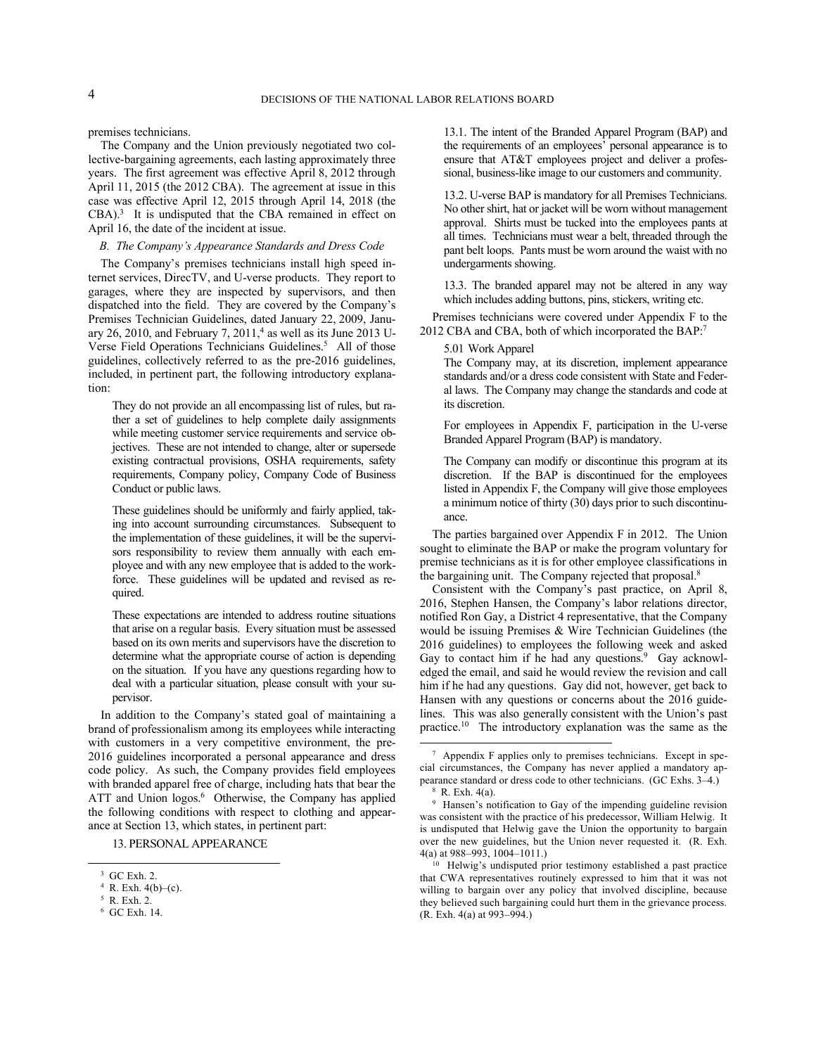premises technicians.

The Company and the Union previously negotiated two collective-bargaining agreements, each lasting approximately three years. The first agreement was effective April 8, 2012 through April 11, 2015 (the 2012 CBA). The agreement at issue in this case was effective April 12, 2015 through April 14, 2018 (the CBA).[3] It is undisputed that the CBA remained in effect on April 16, the date of the incident at issue.

*B. The Company's Appearance Standards and Dress Code*

The Company's premises technicians install high speed internet services, DirecTV, and U-verse products. They report to garages, where they are inspected by supervisors, and then dispatched into the field. They are covered by the Company's Premises Technician Guidelines, dated January 22, 2009, January 26, 2010, and February 7, 2011,[4] as well as its June 2013 U-Verse Field Operations Technicians Guidelines.[5] All of those guidelines, collectively referred to as the pre-2016 guidelines, included, in pertinent part, the following introductory explanation:

> They do not provide an all encompassing list of rules, but rather a set of guidelines to help complete daily assignments while meeting customer service requirements and service objectives. These are not intended to change, alter or supersede existing contractual provisions, OSHA requirements, safety requirements, Company policy, Company Code of Business Conduct or public laws.
>
> These guidelines should be uniformly and fairly applied, taking into account surrounding circumstances. Subsequent to the implementation of these guidelines, it will be the supervisors responsibility to review them annually with each employee and with any new employee that is added to the workforce. These guidelines will be updated and revised as required.
>
> These expectations are intended to address routine situations that arise on a regular basis. Every situation must be assessed based on its own merits and supervisors have the discretion to determine what the appropriate course of action is depending on the situation. If you have any questions regarding how to deal with a particular situation, please consult with your supervisor.

In addition to the Company's stated goal of maintaining a brand of professionalism among its employees while interacting with customers in a very competitive environment, the pre-2016 guidelines incorporated a personal appearance and dress code policy. As such, the Company provides field employees with branded apparel free of charge, including hats that bear the ATT and Union logos.[6] Otherwise, the Company has applied the following conditions with respect to clothing and appearance at Section 13, which states, in pertinent part:

> 13. PERSONAL APPEARANCE
>
> 13.1. The intent of the Branded Apparel Program (BAP) and the requirements of an employees' personal appearance is to ensure that AT&T employees project and deliver a professional, business-like image to our customers and community.
>
> 13.2. U-verse BAP is mandatory for all Premises Technicians. No other shirt, hat or jacket will be worn without management approval. Shirts must be tucked into the employees pants at all times. Technicians must wear a belt, threaded through the pant belt loops. Pants must be worn around the waist with no undergarments showing.
>
> 13.3. The branded apparel may not be altered in any way which includes adding buttons, pins, stickers, writing etc.

Premises technicians were covered under Appendix F to the 2012 CBA and CBA, both of which incorporated the BAP:[7]

> 5.01 Work Apparel
>
> The Company may, at its discretion, implement appearance standards and/or a dress code consistent with State and Federal laws. The Company may change the standards and code at its discretion.
>
> For employees in Appendix F, participation in the U-verse Branded Apparel Program (BAP) is mandatory.
>
> The Company can modify or discontinue this program at its discretion. If the BAP is discontinued for the employees listed in Appendix F, the Company will give those employees a minimum notice of thirty (30) days prior to such discontinuance.

The parties bargained over Appendix F in 2012. The Union sought to eliminate the BAP or make the program voluntary for premise technicians as it is for other employee classifications in the bargaining unit. The Company rejected that proposal.[8]

Consistent with the Company's past practice, on April 8, 2016, Stephen Hansen, the Company's labor relations director, notified Ron Gay, a District 4 representative, that the Company would be issuing Premises & Wire Technician Guidelines (the 2016 guidelines) to employees the following week and asked Gay to contact him if he had any questions.[9] Gay acknowledged the email, and said he would review the revision and call him if he had any questions. Gay did not, however, get back to Hansen with any questions or concerns about the 2016 guidelines. This was also generally consistent with the Union's past practice.[10] The introductory explanation was the same as the

---

[3] GC Exh. 2.

[4] R. Exh. 4(b)–(c).

[5] R. Exh. 2.

[6] GC Exh. 14.

[7] Appendix F applies only to premises technicians. Except in special circumstances, the Company has never applied a mandatory appearance standard or dress code to other technicians. (GC Exhs. 3–4.)

[8] R. Exh. 4(a).

[9] Hansen's notification to Gay of the impending guideline revision was consistent with the practice of his predecessor, William Helwig. It is undisputed that Helwig gave the Union the opportunity to bargain over the new guidelines, but the Union never requested it. (R. Exh. 4(a) at 988–993, 1004–1011.)

[10] Helwig's undisputed prior testimony established a past practice that CWA representatives routinely expressed to him that it was not willing to bargain over any policy that involved discipline, because they believed such bargaining could hurt them in the grievance process. (R. Exh. 4(a) at 993–994.)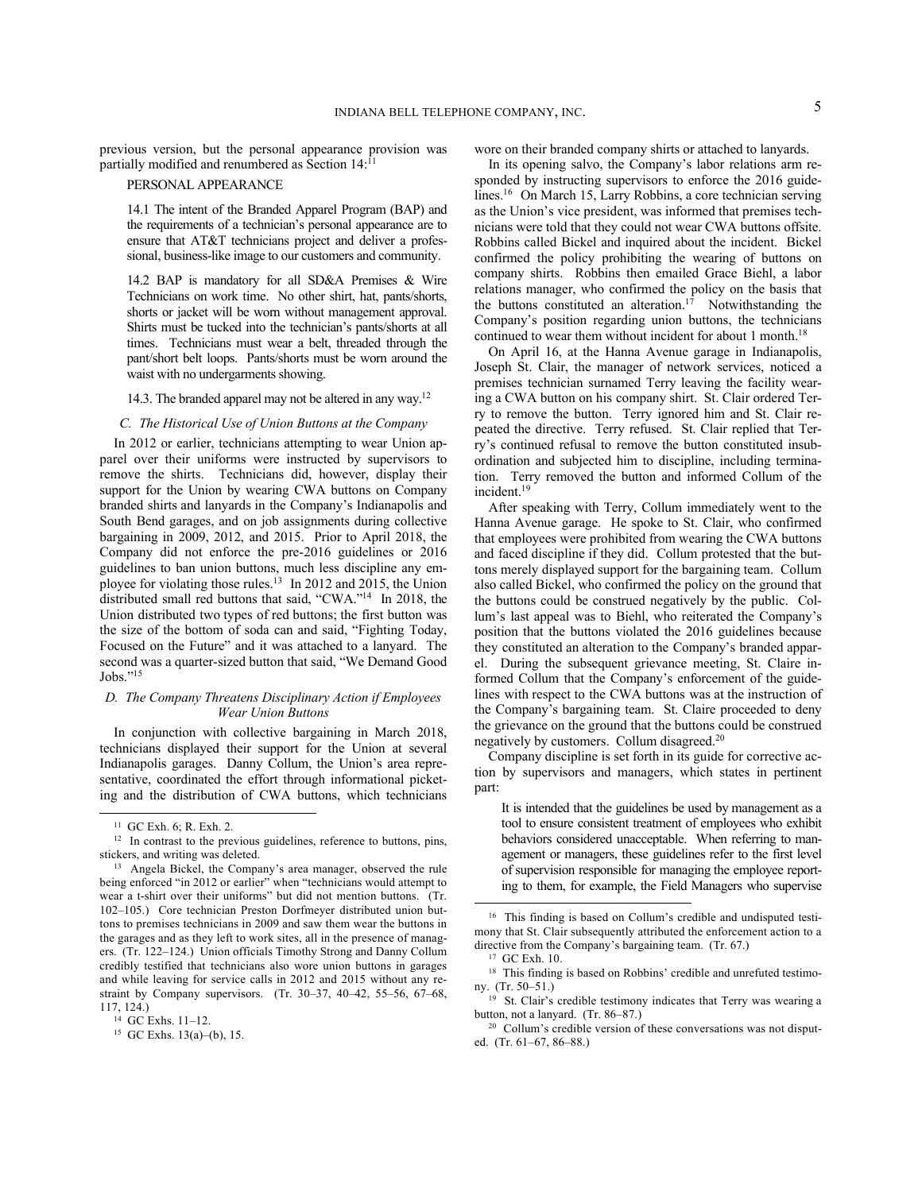previous version, but the personal appearance provision was partially modified and renumbered as Section 14:[11]

> PERSONAL APPEARANCE
>
> 14.1 The intent of the Branded Apparel Program (BAP) and the requirements of a technician's personal appearance are to ensure that AT&T technicians project and deliver a professional, business-like image to our customers and community.
>
> 14.2 BAP is mandatory for all SD&A Premises & Wire Technicians on work time. No other shirt, hat, pants/shorts, shorts or jacket will be worn without management approval. Shirts must be tucked into the technician's pants/shorts at all times. Technicians must wear a belt, threaded through the pant/short belt loops. Pants/shorts must be worn around the waist with no undergarments showing.
>
> 14.3. The branded apparel may not be altered in any way.[12]

### *C. The Historical Use of Union Buttons at the Company*

In 2012 or earlier, technicians attempting to wear Union apparel over their uniforms were instructed by supervisors to remove the shirts. Technicians did, however, display their support for the Union by wearing CWA buttons on Company branded shirts and lanyards in the Company's Indianapolis and South Bend garages, and on job assignments during collective bargaining in 2009, 2012, and 2015. Prior to April 2018, the Company did not enforce the pre-2016 guidelines or 2016 guidelines to ban union buttons, much less discipline any employee for violating those rules.[13] In 2012 and 2015, the Union distributed small red buttons that said, "CWA."[14] In 2018, the Union distributed two types of red buttons; the first button was the size of the bottom of soda can and said, "Fighting Today, Focused on the Future" and it was attached to a lanyard. The second was a quarter-sized button that said, "We Demand Good Jobs."[15]

### *D. The Company Threatens Disciplinary Action if Employees Wear Union Buttons*

In conjunction with collective bargaining in March 2018, technicians displayed their support for the Union at several Indianapolis garages. Danny Collum, the Union's area representative, coordinated the effort through informational picketing and the distribution of CWA buttons, which technicians wore on their branded company shirts or attached to lanyards.

In its opening salvo, the Company's labor relations arm responded by instructing supervisors to enforce the 2016 guidelines.[16] On March 15, Larry Robbins, a core technician serving as the Union's vice president, was informed that premises technicians were told that they could not wear CWA buttons offsite. Robbins called Bickel and inquired about the incident. Bickel confirmed the policy prohibiting the wearing of buttons on company shirts. Robbins then emailed Grace Biehl, a labor relations manager, who confirmed the policy on the basis that the buttons constituted an alteration.[17] Notwithstanding the Company's position regarding union buttons, the technicians continued to wear them without incident for about 1 month.[18]

On April 16, at the Hanna Avenue garage in Indianapolis, Joseph St. Clair, the manager of network services, noticed a premises technician surnamed Terry leaving the facility wearing a CWA button on his company shirt. St. Clair ordered Terry to remove the button. Terry ignored him and St. Clair repeated the directive. Terry refused. St. Clair replied that Terry's continued refusal to remove the button constituted insubordination and subjected him to discipline, including termination. Terry removed the button and informed Collum of the incident.[19]

After speaking with Terry, Collum immediately went to the Hanna Avenue garage. He spoke to St. Clair, who confirmed that employees were prohibited from wearing the CWA buttons and faced discipline if they did. Collum protested that the buttons merely displayed support for the bargaining team. Collum also called Bickel, who confirmed the policy on the ground that the buttons could be construed negatively by the public. Collum's last appeal was to Biehl, who reiterated the Company's position that the buttons violated the 2016 guidelines because they constituted an alteration to the Company's branded apparel. During the subsequent grievance meeting, St. Claire informed Collum that the Company's enforcement of the guidelines with respect to the CWA buttons was at the instruction of the Company's bargaining team. St. Claire proceeded to deny the grievance on the ground that the buttons could be construed negatively by customers. Collum disagreed.[20]

Company discipline is set forth in its guide for corrective action by supervisors and managers, which states in pertinent part:

> It is intended that the guidelines be used by management as a tool to ensure consistent treatment of employees who exhibit behaviors considered unacceptable. When referring to management or managers, these guidelines refer to the first level of supervision responsible for managing the employee reporting to them, for example, the Field Managers who supervise

---

[11] GC Exh. 6; R. Exh. 2.

[12] In contrast to the previous guidelines, reference to buttons, pins, stickers, and writing was deleted.

[13] Angela Bickel, the Company's area manager, observed the rule being enforced "in 2012 or earlier" when "technicians would attempt to wear a t-shirt over their uniforms" but did not mention buttons. (Tr. 102–105.) Core technician Preston Dorfmeyer distributed union buttons to premises technicians in 2009 and saw them wear the buttons in the garages and as they left to work sites, all in the presence of managers. (Tr. 122–124.) Union officials Timothy Strong and Danny Collum credibly testified that technicians also wore union buttons in garages and while leaving for service calls in 2012 and 2015 without any restraint by Company supervisors. (Tr. 30–37, 40–42, 55–56, 67–68, 117, 124.)

[14] GC Exhs. 11–12.

[15] GC Exhs. 13(a)–(b), 15.

[16] This finding is based on Collum's credible and undisputed testimony that St. Clair subsequently attributed the enforcement action to a directive from the Company's bargaining team. (Tr. 67.)

[17] GC Exh. 10.

[18] This finding is based on Robbins' credible and unrefuted testimony. (Tr. 50–51.)

[19] St. Clair's credible testimony indicates that Terry was wearing a button, not a lanyard. (Tr. 86–87.)

[20] Collum's credible version of these conversations was not disputed. (Tr. 61–67, 86–88.)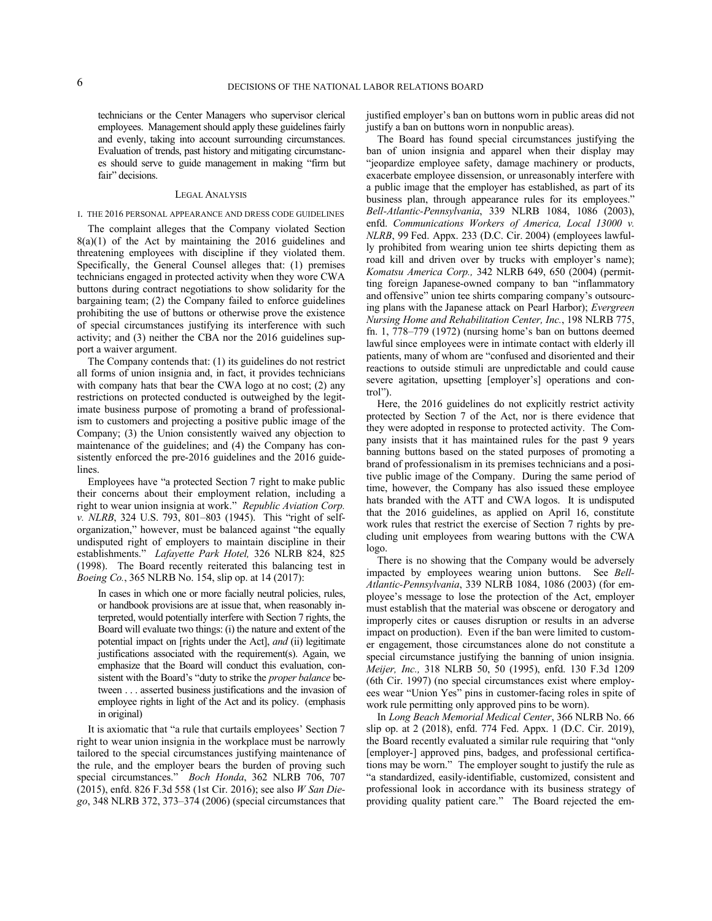technicians or the Center Managers who supervisor clerical employees. Management should apply these guidelines fairly and evenly, taking into account surrounding circumstances. Evaluation of trends, past history and mitigating circumstances should serve to guide management in making "firm but fair" decisions.

## Legal Analysis

### I. The 2016 Personal Appearance and Dress Code Guidelines

The complaint alleges that the Company violated Section 8(a)(1) of the Act by maintaining the 2016 guidelines and threatening employees with discipline if they violated them. Specifically, the General Counsel alleges that: (1) premises technicians engaged in protected activity when they wore CWA buttons during contract negotiations to show solidarity for the bargaining team; (2) the Company failed to enforce guidelines prohibiting the use of buttons or otherwise prove the existence of special circumstances justifying its interference with such activity; and (3) neither the CBA nor the 2016 guidelines support a waiver argument.

The Company contends that: (1) its guidelines do not restrict all forms of union insignia and, in fact, it provides technicians with company hats that bear the CWA logo at no cost; (2) any restrictions on protected conducted is outweighed by the legitimate business purpose of promoting a brand of professionalism to customers and projecting a positive public image of the Company; (3) the Union consistently waived any objection to maintenance of the guidelines; and (4) the Company has consistently enforced the pre-2016 guidelines and the 2016 guidelines.

Employees have "a protected Section 7 right to make public their concerns about their employment relation, including a right to wear union insignia at work." *Republic Aviation Corp. v. NLRB*, 324 U.S. 793, 801–803 (1945). This "right of self-organization," however, must be balanced against "the equally undisputed right of employers to maintain discipline in their establishments." *Lafayette Park Hotel,* 326 NLRB 824, 825 (1998). The Board recently reiterated this balancing test in *Boeing Co.*, 365 NLRB No. 154, slip op. at 14 (2017):

> In cases in which one or more facially neutral policies, rules, or handbook provisions are at issue that, when reasonably interpreted, would potentially interfere with Section 7 rights, the Board will evaluate two things: (i) the nature and extent of the potential impact on [rights under the Act], *and* (ii) legitimate justifications associated with the requirement(s). Again, we emphasize that the Board will conduct this evaluation, consistent with the Board's "duty to strike the *proper balance* between . . . asserted business justifications and the invasion of employee rights in light of the Act and its policy. (emphasis in original)

It is axiomatic that "a rule that curtails employees' Section 7 right to wear union insignia in the workplace must be narrowly tailored to the special circumstances justifying maintenance of the rule, and the employer bears the burden of proving such special circumstances." *Boch Honda*, 362 NLRB 706, 707 (2015), enfd. 826 F.3d 558 (1st Cir. 2016); see also *W San Diego*, 348 NLRB 372, 373–374 (2006) (special circumstances that justified employer's ban on buttons worn in public areas did not justify a ban on buttons worn in nonpublic areas).

The Board has found special circumstances justifying the ban of union insignia and apparel when their display may "jeopardize employee safety, damage machinery or products, exacerbate employee dissension, or unreasonably interfere with a public image that the employer has established, as part of its business plan, through appearance rules for its employees." *Bell-Atlantic-Pennsylvania*, 339 NLRB 1084, 1086 (2003), enfd. *Communications Workers of America, Local 13000 v. NLRB*, 99 Fed. Appx. 233 (D.C. Cir. 2004) (employees lawfully prohibited from wearing union tee shirts depicting them as road kill and driven over by trucks with employer's name); *Komatsu America Corp.,* 342 NLRB 649, 650 (2004) (permitting foreign Japanese-owned company to ban "inflammatory and offensive" union tee shirts comparing company's outsourcing plans with the Japanese attack on Pearl Harbor); *Evergreen Nursing Home and Rehabilitation Center, Inc.*, 198 NLRB 775, fn. 1, 778–779 (1972) (nursing home's ban on buttons deemed lawful since employees were in intimate contact with elderly ill patients, many of whom are "confused and disoriented and their reactions to outside stimuli are unpredictable and could cause severe agitation, upsetting [employer's] operations and control").

Here, the 2016 guidelines do not explicitly restrict activity protected by Section 7 of the Act, nor is there evidence that they were adopted in response to protected activity. The Company insists that it has maintained rules for the past 9 years banning buttons based on the stated purposes of promoting a brand of professionalism in its premises technicians and a positive public image of the Company. During the same period of time, however, the Company has also issued these employee hats branded with the ATT and CWA logos. It is undisputed that the 2016 guidelines, as applied on April 16, constitute work rules that restrict the exercise of Section 7 rights by precluding unit employees from wearing buttons with the CWA logo.

There is no showing that the Company would be adversely impacted by employees wearing union buttons. See *Bell-Atlantic-Pennsylvania*, 339 NLRB 1084, 1086 (2003) (for employee's message to lose the protection of the Act, employer must establish that the material was obscene or derogatory and improperly cites or causes disruption or results in an adverse impact on production). Even if the ban were limited to customer engagement, those circumstances alone do not constitute a special circumstance justifying the banning of union insignia. *Meijer, Inc.,* 318 NLRB 50, 50 (1995), enfd. 130 F.3d 1209 (6th Cir. 1997) (no special circumstances exist where employees wear "Union Yes" pins in customer-facing roles in spite of work rule permitting only approved pins to be worn).

In *Long Beach Memorial Medical Center*, 366 NLRB No. 66 slip op. at 2 (2018), enfd. 774 Fed. Appx. 1 (D.C. Cir. 2019), the Board recently evaluated a similar rule requiring that "only [employer-] approved pins, badges, and professional certifications may be worn." The employer sought to justify the rule as "a standardized, easily-identifiable, customized, consistent and professional look in accordance with its business strategy of providing quality patient care." The Board rejected the em-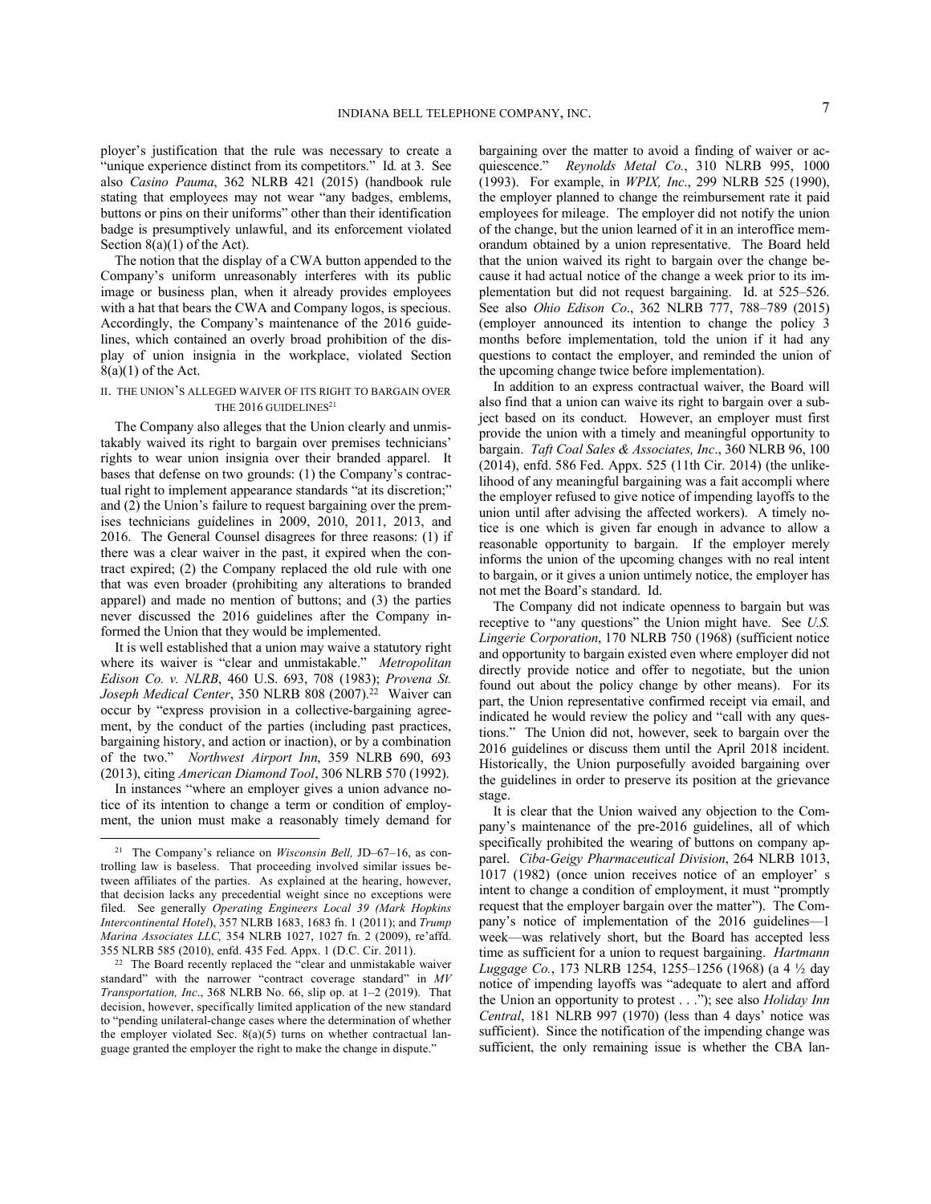ployer's justification that the rule was necessary to create a "unique experience distinct from its competitors." Id*.* at 3. See also *Casino Pauma*, 362 NLRB 421 (2015) (handbook rule stating that employees may not wear "any badges, emblems, buttons or pins on their uniforms" other than their identification badge is presumptively unlawful, and its enforcement violated Section 8(a)(1) of the Act).

The notion that the display of a CWA button appended to the Company's uniform unreasonably interferes with its public image or business plan, when it already provides employees with a hat that bears the CWA and Company logos, is specious. Accordingly, the Company's maintenance of the 2016 guidelines, which contained an overly broad prohibition of the display of union insignia in the workplace, violated Section 8(a)(1) of the Act.

## II. THE UNION'S ALLEGED WAIVER OF ITS RIGHT TO BARGAIN OVER THE 2016 GUIDELINES[21]

The Company also alleges that the Union clearly and unmistakably waived its right to bargain over premises technicians' rights to wear union insignia over their branded apparel. It bases that defense on two grounds: (1) the Company's contractual right to implement appearance standards "at its discretion;" and (2) the Union's failure to request bargaining over the premises technicians guidelines in 2009, 2010, 2011, 2013, and 2016. The General Counsel disagrees for three reasons: (1) if there was a clear waiver in the past, it expired when the contract expired; (2) the Company replaced the old rule with one that was even broader (prohibiting any alterations to branded apparel) and made no mention of buttons; and (3) the parties never discussed the 2016 guidelines after the Company informed the Union that they would be implemented.

It is well established that a union may waive a statutory right where its waiver is "clear and unmistakable." *Metropolitan Edison Co. v. NLRB*, 460 U.S. 693, 708 (1983); *Provena St. Joseph Medical Center*, 350 NLRB 808 (2007).[22] Waiver can occur by "express provision in a collective-bargaining agreement, by the conduct of the parties (including past practices, bargaining history, and action or inaction), or by a combination of the two." *Northwest Airport Inn*, 359 NLRB 690, 693 (2013), citing *American Diamond Tool*, 306 NLRB 570 (1992).

In instances "where an employer gives a union advance notice of its intention to change a term or condition of employment, the union must make a reasonably timely demand for bargaining over the matter to avoid a finding of waiver or acquiescence." *Reynolds Metal Co.*, 310 NLRB 995, 1000 (1993). For example, in *WPIX, Inc*., 299 NLRB 525 (1990), the employer planned to change the reimbursement rate it paid employees for mileage. The employer did not notify the union of the change, but the union learned of it in an interoffice memorandum obtained by a union representative. The Board held that the union waived its right to bargain over the change because it had actual notice of the change a week prior to its implementation but did not request bargaining. Id. at 525–526. See also *Ohio Edison Co*., 362 NLRB 777, 788–789 (2015) (employer announced its intention to change the policy 3 months before implementation, told the union if it had any questions to contact the employer, and reminded the union of the upcoming change twice before implementation).

In addition to an express contractual waiver, the Board will also find that a union can waive its right to bargain over a subject based on its conduct. However, an employer must first provide the union with a timely and meaningful opportunity to bargain. *Taft Coal Sales & Associates, Inc*., 360 NLRB 96, 100 (2014), enfd. 586 Fed. Appx. 525 (11th Cir. 2014) (the unlikelihood of any meaningful bargaining was a fait accompli where the employer refused to give notice of impending layoffs to the union until after advising the affected workers). A timely notice is one which is given far enough in advance to allow a reasonable opportunity to bargain. If the employer merely informs the union of the upcoming changes with no real intent to bargain, or it gives a union untimely notice, the employer has not met the Board's standard. Id.

The Company did not indicate openness to bargain but was receptive to "any questions" the Union might have. See *U.S. Lingerie Corporation*, 170 NLRB 750 (1968) (sufficient notice and opportunity to bargain existed even where employer did not directly provide notice and offer to negotiate, but the union found out about the policy change by other means). For its part, the Union representative confirmed receipt via email, and indicated he would review the policy and "call with any questions." The Union did not, however, seek to bargain over the 2016 guidelines or discuss them until the April 2018 incident. Historically, the Union purposefully avoided bargaining over the guidelines in order to preserve its position at the grievance stage.

It is clear that the Union waived any objection to the Company's maintenance of the pre-2016 guidelines, all of which specifically prohibited the wearing of buttons on company apparel. *Ciba-Geigy Pharmaceutical Division*, 264 NLRB 1013, 1017 (1982) (once union receives notice of an employer' s intent to change a condition of employment, it must "promptly request that the employer bargain over the matter"). The Company's notice of implementation of the 2016 guidelines—1 week—was relatively short, but the Board has accepted less time as sufficient for a union to request bargaining. *Hartmann Luggage Co.*, 173 NLRB 1254, 1255–1256 (1968) (a 4 ½ day notice of impending layoffs was "adequate to alert and afford the Union an opportunity to protest . . ."); see also *Holiday Inn Central*, 181 NLRB 997 (1970) (less than 4 days' notice was sufficient). Since the notification of the impending change was sufficient, the only remaining issue is whether the CBA lan-

---

[21] The Company's reliance on *Wisconsin Bell,* JD–67–16, as controlling law is baseless. That proceeding involved similar issues between affiliates of the parties. As explained at the hearing, however, that decision lacks any precedential weight since no exceptions were filed. See generally *Operating Engineers Local 39 (Mark Hopkins Intercontinental Hotel*), 357 NLRB 1683, 1683 fn. 1 (2011); and *Trump Marina Associates LLC,* 354 NLRB 1027, 1027 fn. 2 (2009), re'affd. 355 NLRB 585 (2010), enfd. 435 Fed. Appx. 1 (D.C. Cir. 2011).

[22] The Board recently replaced the "clear and unmistakable waiver standard" with the narrower "contract coverage standard" in *MV Transportation, Inc*., 368 NLRB No. 66, slip op. at 1–2 (2019). That decision, however, specifically limited application of the new standard to "pending unilateral-change cases where the determination of whether the employer violated Sec. 8(a)(5) turns on whether contractual language granted the employer the right to make the change in dispute."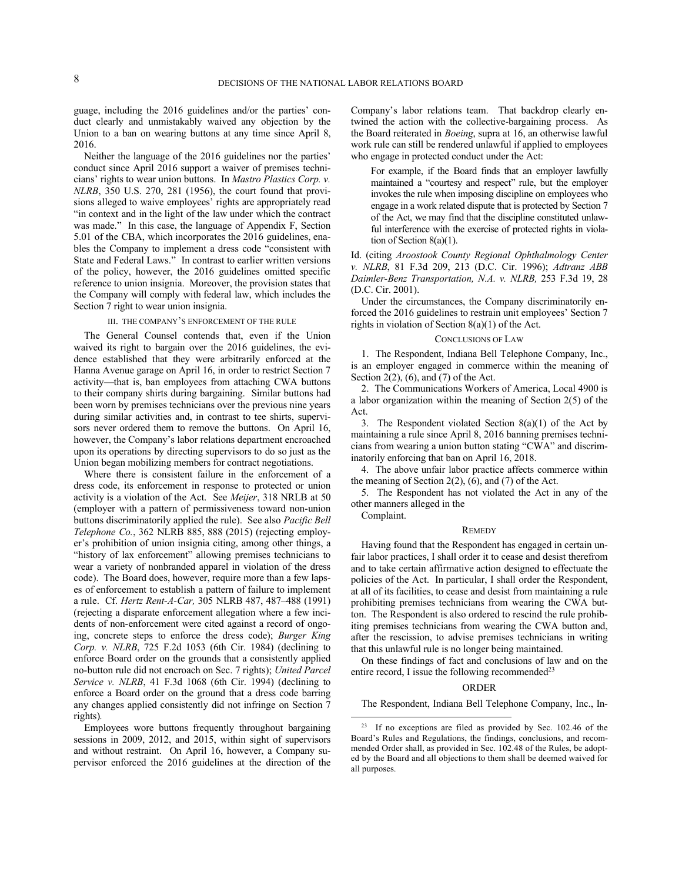guage, including the 2016 guidelines and/or the parties' conduct clearly and unmistakably waived any objection by the Union to a ban on wearing buttons at any time since April 8, 2016.

Neither the language of the 2016 guidelines nor the parties' conduct since April 2016 support a waiver of premises technicians' rights to wear union buttons. In *Mastro Plastics Corp. v. NLRB*, 350 U.S. 270, 281 (1956), the court found that provisions alleged to waive employees' rights are appropriately read "in context and in the light of the law under which the contract was made." In this case, the language of Appendix F, Section 5.01 of the CBA, which incorporates the 2016 guidelines, enables the Company to implement a dress code "consistent with State and Federal Laws." In contrast to earlier written versions of the policy, however, the 2016 guidelines omitted specific reference to union insignia. Moreover, the provision states that the Company will comply with federal law, which includes the Section 7 right to wear union insignia.

### III. The Company's Enforcement of the Rule

The General Counsel contends that, even if the Union waived its right to bargain over the 2016 guidelines, the evidence established that they were arbitrarily enforced at the Hanna Avenue garage on April 16, in order to restrict Section 7 activity—that is, ban employees from attaching CWA buttons to their company shirts during bargaining. Similar buttons had been worn by premises technicians over the previous nine years during similar activities and, in contrast to tee shirts, supervisors never ordered them to remove the buttons. On April 16, however, the Company's labor relations department encroached upon its operations by directing supervisors to do so just as the Union began mobilizing members for contract negotiations.

Where there is consistent failure in the enforcement of a dress code, its enforcement in response to protected or union activity is a violation of the Act. See *Meijer*, 318 NRLB at 50 (employer with a pattern of permissiveness toward non-union buttons discriminatorily applied the rule). See also *Pacific Bell Telephone Co.*, 362 NLRB 885, 888 (2015) (rejecting employer's prohibition of union insignia citing, among other things, a "history of lax enforcement" allowing premises technicians to wear a variety of nonbranded apparel in violation of the dress code). The Board does, however, require more than a few lapses of enforcement to establish a pattern of failure to implement a rule. Cf. *Hertz Rent-A-Car,* 305 NLRB 487, 487–488 (1991) (rejecting a disparate enforcement allegation where a few incidents of non-enforcement were cited against a record of ongoing, concrete steps to enforce the dress code); *Burger King Corp. v. NLRB*, 725 F.2d 1053 (6th Cir. 1984) (declining to enforce Board order on the grounds that a consistently applied no-button rule did not encroach on Sec. 7 rights); *United Parcel Service v. NLRB*, 41 F.3d 1068 (6th Cir. 1994) (declining to enforce a Board order on the ground that a dress code barring any changes applied consistently did not infringe on Section 7 rights)*.*

Employees wore buttons frequently throughout bargaining sessions in 2009, 2012, and 2015, within sight of supervisors and without restraint. On April 16, however, a Company supervisor enforced the 2016 guidelines at the direction of the Company's labor relations team. That backdrop clearly entwined the action with the collective-bargaining process. As the Board reiterated in *Boeing*, supra at 16, an otherwise lawful work rule can still be rendered unlawful if applied to employees who engage in protected conduct under the Act:

> For example, if the Board finds that an employer lawfully maintained a "courtesy and respect" rule, but the employer invokes the rule when imposing discipline on employees who engage in a work related dispute that is protected by Section 7 of the Act, we may find that the discipline constituted unlawful interference with the exercise of protected rights in violation of Section 8(a)(1).

Id. (citing *Aroostook County Regional Ophthalmology Center v. NLRB*, 81 F.3d 209, 213 (D.C. Cir. 1996); *Adtranz ABB Daimler-Benz Transportation, N.A. v. NLRB,* 253 F.3d 19, 28 (D.C. Cir. 2001).

Under the circumstances, the Company discriminatorily enforced the 2016 guidelines to restrain unit employees' Section 7 rights in violation of Section 8(a)(1) of the Act.

## Conclusions of Law

1. The Respondent, Indiana Bell Telephone Company, Inc., is an employer engaged in commerce within the meaning of Section 2(2), (6), and (7) of the Act.

2. The Communications Workers of America, Local 4900 is a labor organization within the meaning of Section 2(5) of the Act.

3. The Respondent violated Section 8(a)(1) of the Act by maintaining a rule since April 8, 2016 banning premises technicians from wearing a union button stating "CWA" and discriminatorily enforcing that ban on April 16, 2018.

4. The above unfair labor practice affects commerce within the meaning of Section 2(2), (6), and (7) of the Act.

5. The Respondent has not violated the Act in any of the other manners alleged in the Complaint.

## Remedy

Having found that the Respondent has engaged in certain unfair labor practices, I shall order it to cease and desist therefrom and to take certain affirmative action designed to effectuate the policies of the Act. In particular, I shall order the Respondent, at all of its facilities, to cease and desist from maintaining a rule prohibiting premises technicians from wearing the CWA button. The Respondent is also ordered to rescind the rule prohibiting premises technicians from wearing the CWA button and, after the rescission, to advise premises technicians in writing that this unlawful rule is no longer being maintained.

On these findings of fact and conclusions of law and on the entire record, I issue the following recommended[23]

## ORDER

The Respondent, Indiana Bell Telephone Company, Inc., In-

---

[23] If no exceptions are filed as provided by Sec. 102.46 of the Board's Rules and Regulations, the findings, conclusions, and recommended Order shall, as provided in Sec. 102.48 of the Rules, be adopted by the Board and all objections to them shall be deemed waived for all purposes.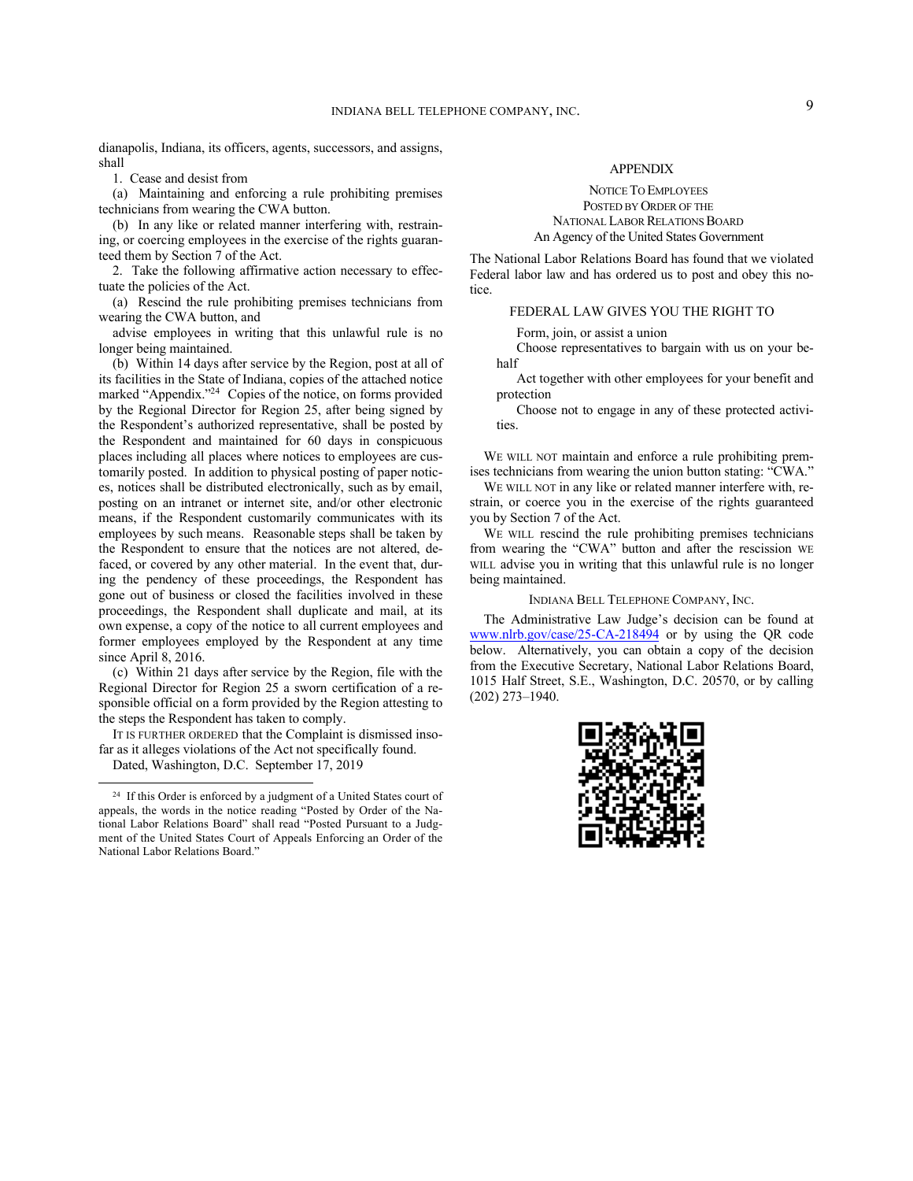dianapolis, Indiana, its officers, agents, successors, and assigns, shall

1. Cease and desist from

(a) Maintaining and enforcing a rule prohibiting premises technicians from wearing the CWA button.

(b) In any like or related manner interfering with, restraining, or coercing employees in the exercise of the rights guaranteed them by Section 7 of the Act.

2. Take the following affirmative action necessary to effectuate the policies of the Act.

(a) Rescind the rule prohibiting premises technicians from wearing the CWA button, and

advise employees in writing that this unlawful rule is no longer being maintained.

(b) Within 14 days after service by the Region, post at all of its facilities in the State of Indiana, copies of the attached notice marked "Appendix."[24] Copies of the notice, on forms provided by the Regional Director for Region 25, after being signed by the Respondent's authorized representative, shall be posted by the Respondent and maintained for 60 days in conspicuous places including all places where notices to employees are customarily posted. In addition to physical posting of paper notices, notices shall be distributed electronically, such as by email, posting on an intranet or internet site, and/or other electronic means, if the Respondent customarily communicates with its employees by such means. Reasonable steps shall be taken by the Respondent to ensure that the notices are not altered, defaced, or covered by any other material. In the event that, during the pendency of these proceedings, the Respondent has gone out of business or closed the facilities involved in these proceedings, the Respondent shall duplicate and mail, at its own expense, a copy of the notice to all current employees and former employees employed by the Respondent at any time since April 8, 2016.

(c) Within 21 days after service by the Region, file with the Regional Director for Region 25 a sworn certification of a responsible official on a form provided by the Region attesting to the steps the Respondent has taken to comply.

IT IS FURTHER ORDERED that the Complaint is dismissed insofar as it alleges violations of the Act not specifically found.

Dated, Washington, D.C. September 17, 2019

[24] If this Order is enforced by a judgment of a United States court of appeals, the words in the notice reading "Posted by Order of the National Labor Relations Board" shall read "Posted Pursuant to a Judgment of the United States Court of Appeals Enforcing an Order of the National Labor Relations Board."

## APPENDIX

NOTICE TO EMPLOYEES
POSTED BY ORDER OF THE
NATIONAL LABOR RELATIONS BOARD
An Agency of the United States Government

The National Labor Relations Board has found that we violated Federal labor law and has ordered us to post and obey this notice.

FEDERAL LAW GIVES YOU THE RIGHT TO

Form, join, or assist a union

Choose representatives to bargain with us on your behalf

Act together with other employees for your benefit and protection

Choose not to engage in any of these protected activities.

WE WILL NOT maintain and enforce a rule prohibiting premises technicians from wearing the union button stating: "CWA."

WE WILL NOT in any like or related manner interfere with, restrain, or coerce you in the exercise of the rights guaranteed you by Section 7 of the Act.

WE WILL rescind the rule prohibiting premises technicians from wearing the "CWA" button and after the rescission WE WILL advise you in writing that this unlawful rule is no longer being maintained.

INDIANA BELL TELEPHONE COMPANY, INC.

The Administrative Law Judge's decision can be found at www.nlrb.gov/case/25-CA-218494 or by using the QR code below. Alternatively, you can obtain a copy of the decision from the Executive Secretary, National Labor Relations Board, 1015 Half Street, S.E., Washington, D.C. 20570, or by calling (202) 273–1940.